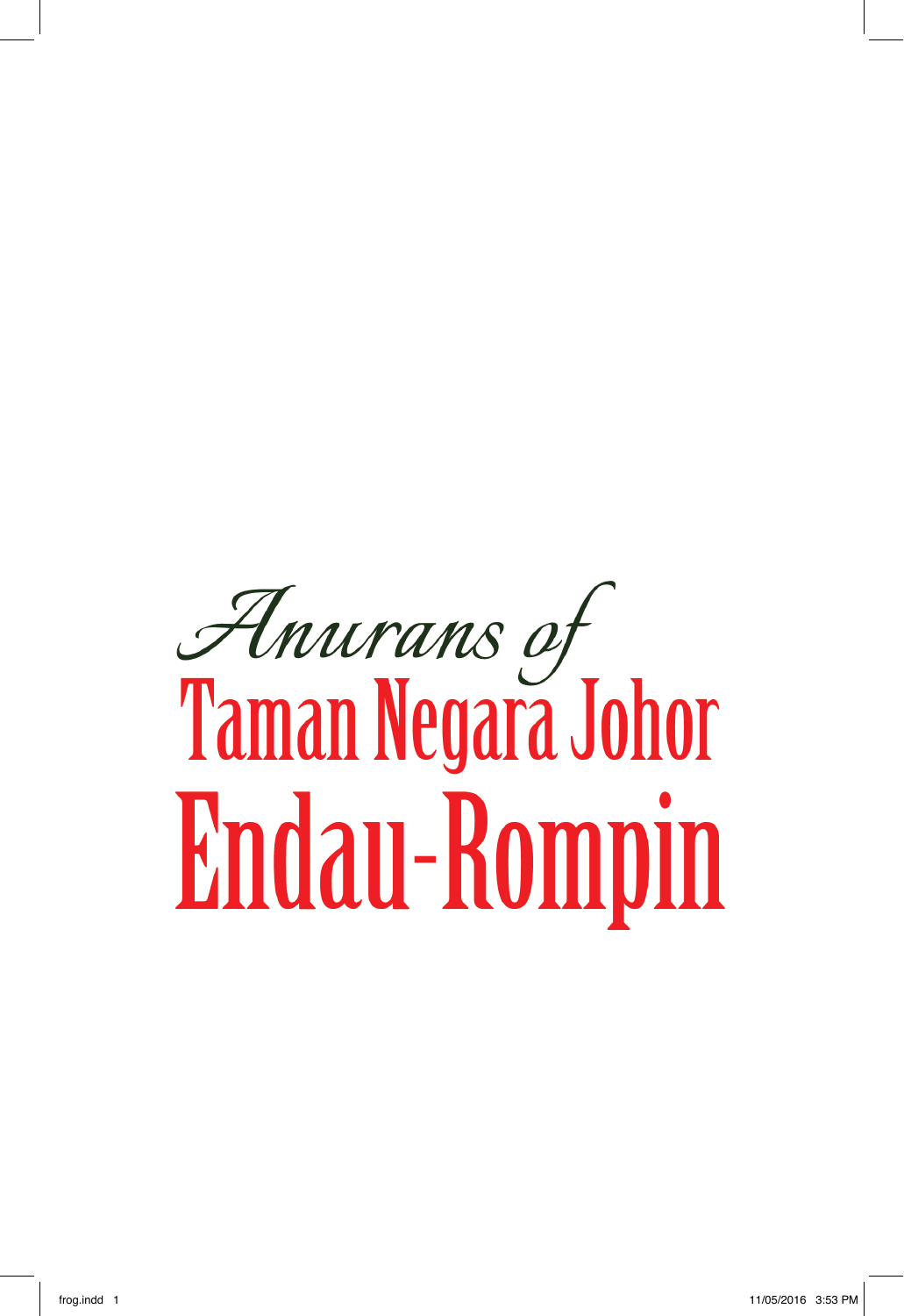# *Anurans of*
# Taman Negara Johor
# Endau-Rompin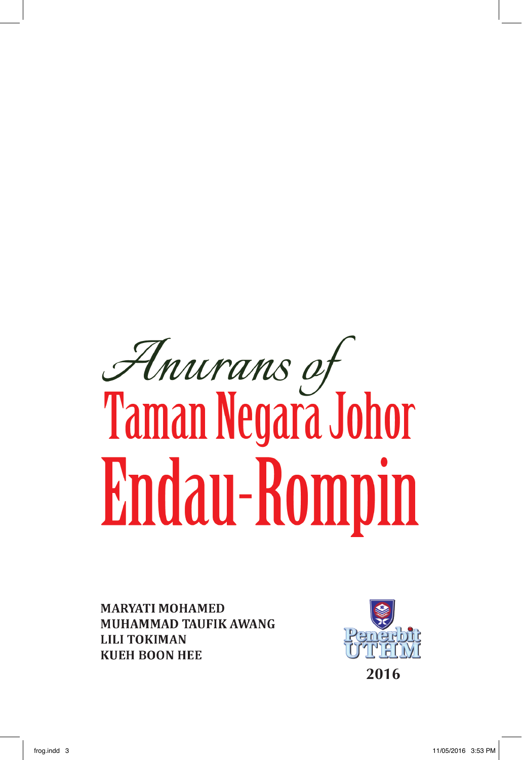# *Anurans of*
# Taman Negara Johor
# Endau-Rompin

**MARYATI MOHAMED**
**MUHAMMAD TAUFIK AWANG**
**LILI TOKIMAN**
**KUEH BOON HEE**

Penerbit UTHM

**2016**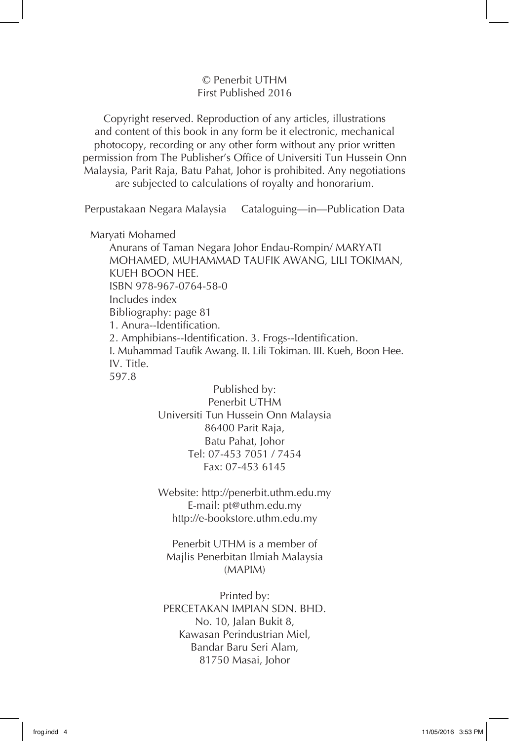© Penerbit UTHM
First Published 2016

Copyright reserved. Reproduction of any articles, illustrations and content of this book in any form be it electronic, mechanical photocopy, recording or any other form without any prior written permission from The Publisher's Office of Universiti Tun Hussein Onn Malaysia, Parit Raja, Batu Pahat, Johor is prohibited. Any negotiations are subjected to calculations of royalty and honorarium.

Perpustakaan Negara Malaysia    Cataloguing—in—Publication Data

Maryati Mohamed
Anurans of Taman Negara Johor Endau-Rompin/ MARYATI MOHAMED, MUHAMMAD TAUFIK AWANG, LILI TOKIMAN, KUEH BOON HEE.
ISBN 978-967-0764-58-0
Includes index
Bibliography: page 81
1. Anura--Identification.
2. Amphibians--Identification. 3. Frogs--Identification.
I. Muhammad Taufik Awang. II. Lili Tokiman. III. Kueh, Boon Hee.
IV. Title.
597.8

Published by:
Penerbit UTHM
Universiti Tun Hussein Onn Malaysia
86400 Parit Raja,
Batu Pahat, Johor
Tel: 07-453 7051 / 7454
Fax: 07-453 6145

Website: http://penerbit.uthm.edu.my
E-mail: pt@uthm.edu.my
http://e-bookstore.uthm.edu.my

Penerbit UTHM is a member of
Majlis Penerbitan Ilmiah Malaysia
(MAPIM)

Printed by:
PERCETAKAN IMPIAN SDN. BHD.
No. 10, Jalan Bukit 8,
Kawasan Perindustrian Miel,
Bandar Baru Seri Alam,
81750 Masai, Johor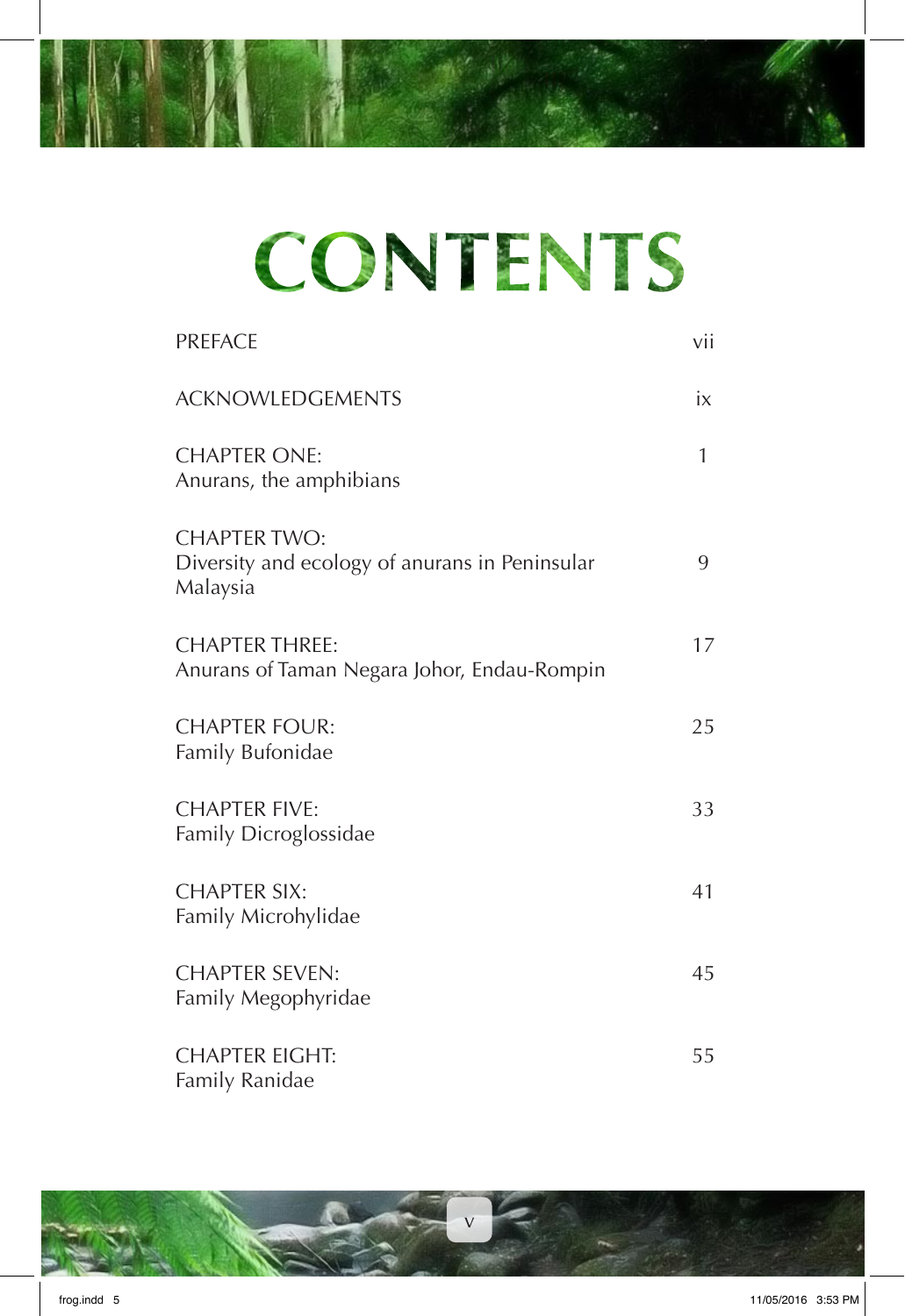# CONTENTS

| | |
|---|---|
| PREFACE | vii |
| ACKNOWLEDGEMENTS | ix |
| CHAPTER ONE: Anurans, the amphibians | 1 |
| CHAPTER TWO: Diversity and ecology of anurans in Peninsular Malaysia | 9 |
| CHAPTER THREE: Anurans of Taman Negara Johor, Endau-Rompin | 17 |
| CHAPTER FOUR: Family Bufonidae | 25 |
| CHAPTER FIVE: Family Dicroglossidae | 33 |
| CHAPTER SIX: Family Microhylidae | 41 |
| CHAPTER SEVEN: Family Megophyridae | 45 |
| CHAPTER EIGHT: Family Ranidae | 55 |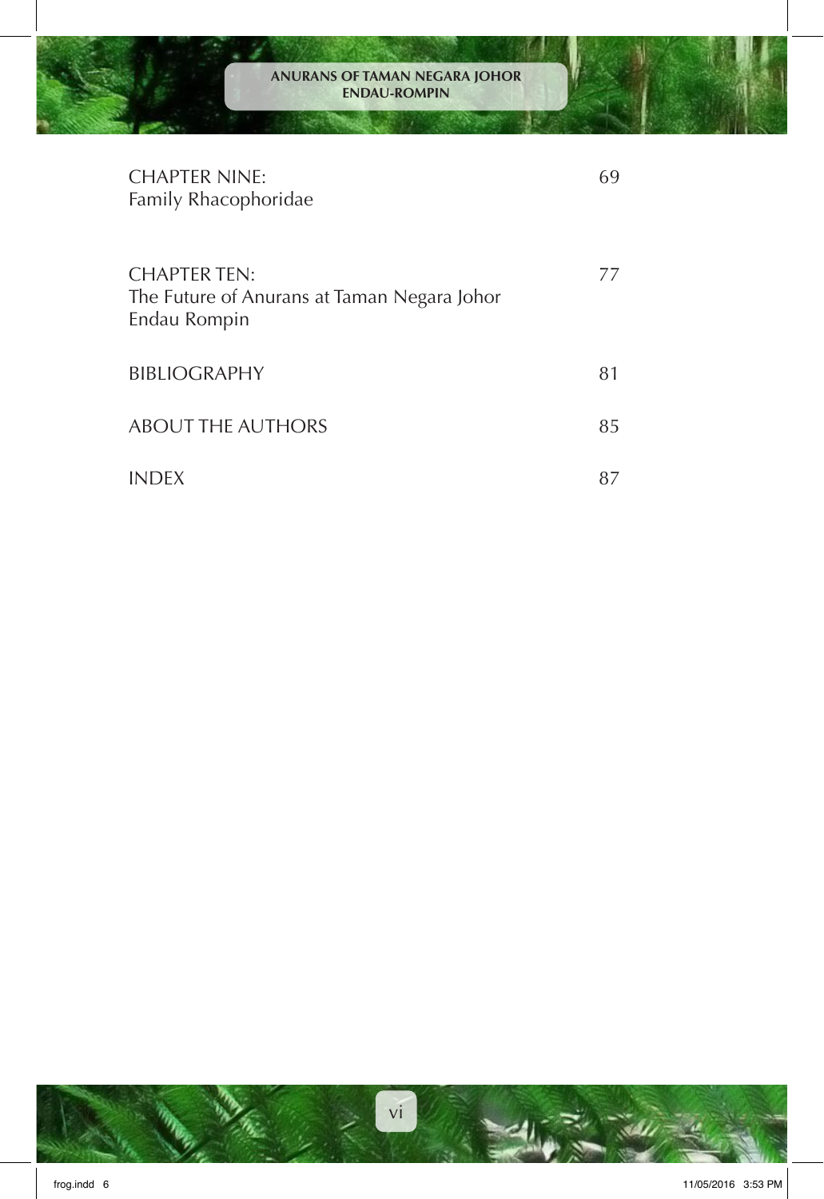CHAPTER NINE:
Family Rhacophoridae — 69

CHAPTER TEN:
The Future of Anurans at Taman Negara Johor Endau Rompin — 77

BIBLIOGRAPHY — 81

ABOUT THE AUTHORS — 85

INDEX — 87